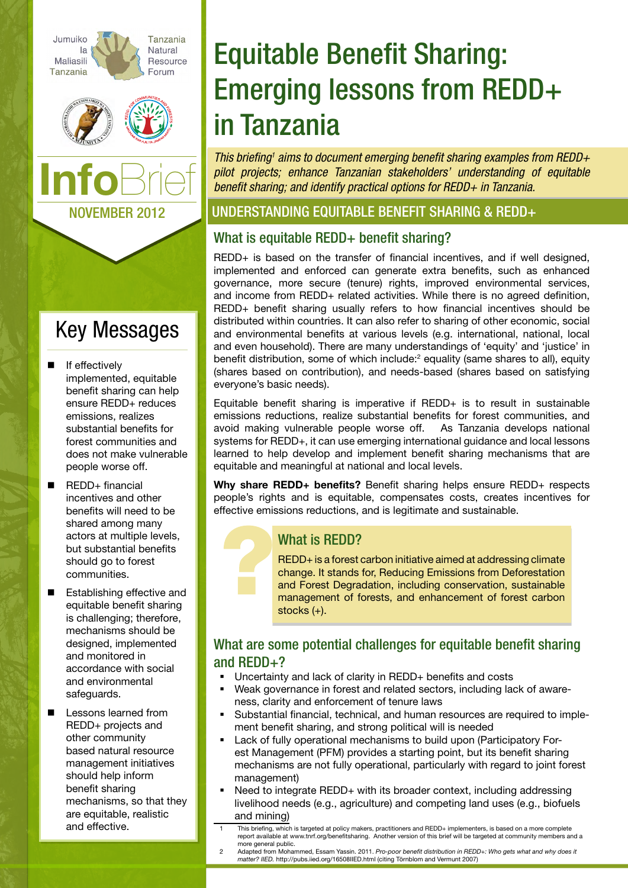Jumuiko la Maliasili Tanzania

Tanzania Natural Resource Forum

# InfoBrief

NOVEMBER 2012

# Equitable Benefit Sharing: Emerging lessons from REDD+ in Tanzania

*This briefing[1] aims to document emerging benefit sharing examples from REDD+ pilot projects; enhance Tanzanian stakeholders' understanding of equitable benefit sharing; and identify practical options for REDD+ in Tanzania.*

## Key Messages

- If effectively implemented, equitable benefit sharing can help ensure REDD+ reduces emissions, realizes substantial benefits for forest communities and does not make vulnerable people worse off.
- REDD+ financial incentives and other benefits will need to be shared among many actors at multiple levels, but substantial benefits should go to forest communities.
- Establishing effective and equitable benefit sharing is challenging; therefore, mechanisms should be designed, implemented and monitored in accordance with social and environmental safeguards.
- Lessons learned from REDD+ projects and other community based natural resource management initiatives should help inform benefit sharing mechanisms, so that they are equitable, realistic and effective.

## UNDERSTANDING EQUITABLE BENEFIT SHARING & REDD+

### What is equitable REDD+ benefit sharing?

REDD+ is based on the transfer of financial incentives, and if well designed, implemented and enforced can generate extra benefits, such as enhanced governance, more secure (tenure) rights, improved environmental services, and income from REDD+ related activities. While there is no agreed definition, REDD+ benefit sharing usually refers to how financial incentives should be distributed within countries. It can also refer to sharing of other economic, social and environmental benefits at various levels (e.g. international, national, local and even household). There are many understandings of 'equity' and 'justice' in benefit distribution, some of which include:[2] equality (same shares to all), equity (shares based on contribution), and needs-based (shares based on satisfying everyone's basic needs).

Equitable benefit sharing is imperative if REDD+ is to result in sustainable emissions reductions, realize substantial benefits for forest communities, and avoid making vulnerable people worse off. As Tanzania develops national systems for REDD+, it can use emerging international guidance and local lessons learned to help develop and implement benefit sharing mechanisms that are equitable and meaningful at national and local levels.

**Why share REDD+ benefits?** Benefit sharing helps ensure REDD+ respects people's rights and is equitable, compensates costs, creates incentives for effective emissions reductions, and is legitimate and sustainable.

### What is REDD?

REDD+ is a forest carbon initiative aimed at addressing climate change. It stands for, Reducing Emissions from Deforestation and Forest Degradation, including conservation, sustainable management of forests, and enhancement of forest carbon stocks (+).

### What are some potential challenges for equitable benefit sharing and REDD+?

- Uncertainty and lack of clarity in REDD+ benefits and costs
- Weak governance in forest and related sectors, including lack of awareness, clarity and enforcement of tenure laws
- Substantial financial, technical, and human resources are required to implement benefit sharing, and strong political will is needed
- Lack of fully operational mechanisms to build upon (Participatory Forest Management (PFM) provides a starting point, but its benefit sharing mechanisms are not fully operational, particularly with regard to joint forest management)
- Need to integrate REDD+ with its broader context, including addressing livelihood needs (e.g., agriculture) and competing land uses (e.g., biofuels and mining)

[1] This briefing, which is targeted at policy makers, practitioners and REDD+ implementers, is based on a more complete report available at www.tnrf.org/benefitsharing. Another version of this brief will be targeted at community members and a more general public.

[2] Adapted from Mohammed, Essam Yassin. 2011. *Pro-poor benefit distribution in REDD+: Who gets what and why does it matter? IIED.* http://pubs.iied.org/16508IIED.html (citing Törnblom and Vermunt 2007)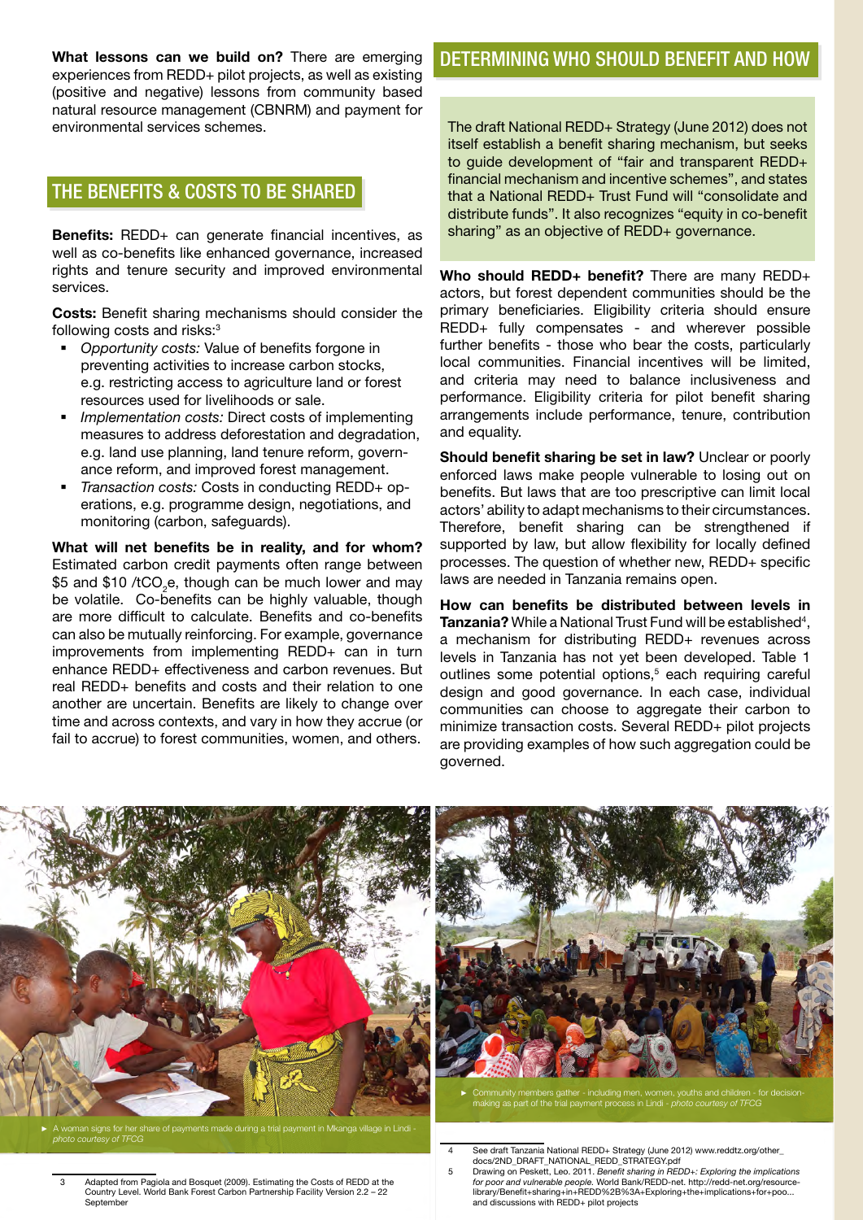**What lessons can we build on?** There are emerging experiences from REDD+ pilot projects, as well as existing (positive and negative) lessons from community based natural resource management (CBNRM) and payment for environmental services schemes.

## THE BENEFITS & COSTS TO BE SHARED

**Benefits:** REDD+ can generate financial incentives, as well as co-benefits like enhanced governance, increased rights and tenure security and improved environmental services.

**Costs:** Benefit sharing mechanisms should consider the following costs and risks:[3]

- *Opportunity costs:* Value of benefits forgone in preventing activities to increase carbon stocks, e.g. restricting access to agriculture land or forest resources used for livelihoods or sale.
- *Implementation costs:* Direct costs of implementing measures to address deforestation and degradation, e.g. land use planning, land tenure reform, governance reform, and improved forest management.
- *Transaction costs:* Costs in conducting REDD+ operations, e.g. programme design, negotiations, and monitoring (carbon, safeguards).

**What will net benefits be in reality, and for whom?** Estimated carbon credit payments often range between \$5 and \$10 /t$CO_2$e, though can be much lower and may be volatile. Co-benefits can be highly valuable, though are more difficult to calculate. Benefits and co-benefits can also be mutually reinforcing. For example, governance improvements from implementing REDD+ can in turn enhance REDD+ effectiveness and carbon revenues. But real REDD+ benefits and costs and their relation to one another are uncertain. Benefits are likely to change over time and across contexts, and vary in how they accrue (or fail to accrue) to forest communities, women, and others.

## DETERMINING WHO SHOULD BENEFIT AND HOW

The draft National REDD+ Strategy (June 2012) does not itself establish a benefit sharing mechanism, but seeks to guide development of "fair and transparent REDD+ financial mechanism and incentive schemes", and states that a National REDD+ Trust Fund will "consolidate and distribute funds". It also recognizes "equity in co-benefit sharing" as an objective of REDD+ governance.

**Who should REDD+ benefit?** There are many REDD+ actors, but forest dependent communities should be the primary beneficiaries. Eligibility criteria should ensure REDD+ fully compensates - and wherever possible further benefits - those who bear the costs, particularly local communities. Financial incentives will be limited, and criteria may need to balance inclusiveness and performance. Eligibility criteria for pilot benefit sharing arrangements include performance, tenure, contribution and equality.

**Should benefit sharing be set in law?** Unclear or poorly enforced laws make people vulnerable to losing out on benefits. But laws that are too prescriptive can limit local actors' ability to adapt mechanisms to their circumstances. Therefore, benefit sharing can be strengthened if supported by law, but allow flexibility for locally defined processes. The question of whether new, REDD+ specific laws are needed in Tanzania remains open.

**How can benefits be distributed between levels in Tanzania?** While a National Trust Fund will be established[4], a mechanism for distributing REDD+ revenues across levels in Tanzania has not yet been developed. Table 1 outlines some potential options,[5] each requiring careful design and good governance. In each case, individual communities can choose to aggregate their carbon to minimize transaction costs. Several REDD+ pilot projects are providing examples of how such aggregation could be governed.

► A woman signs for her share of payments made during a trial payment in Mkanga village in Lindi - *photo courtesy of TFCG*

► Community members gather - including men, women, youths and children - for decision-making as part of the trial payment process in Lindi - *photo courtesy of TFCG*

---

[3] Adapted from Pagiola and Bosquet (2009). Estimating the Costs of REDD at the Country Level. World Bank Forest Carbon Partnership Facility Version 2.2 – 22 September

[4] See draft Tanzania National REDD+ Strategy (June 2012) www.reddtz.org/other_docs/2ND_DRAFT_NATIONAL_REDD_STRATEGY.pdf

[5] Drawing on Peskett, Leo. 2011. *Benefit sharing in REDD+: Exploring the implications for poor and vulnerable people.* World Bank/REDD-net. http://redd-net.org/resource-library/Benefit+sharing+in+REDD%2B%3A+Exploring+the+implications+for+poo... and discussions with REDD+ pilot projects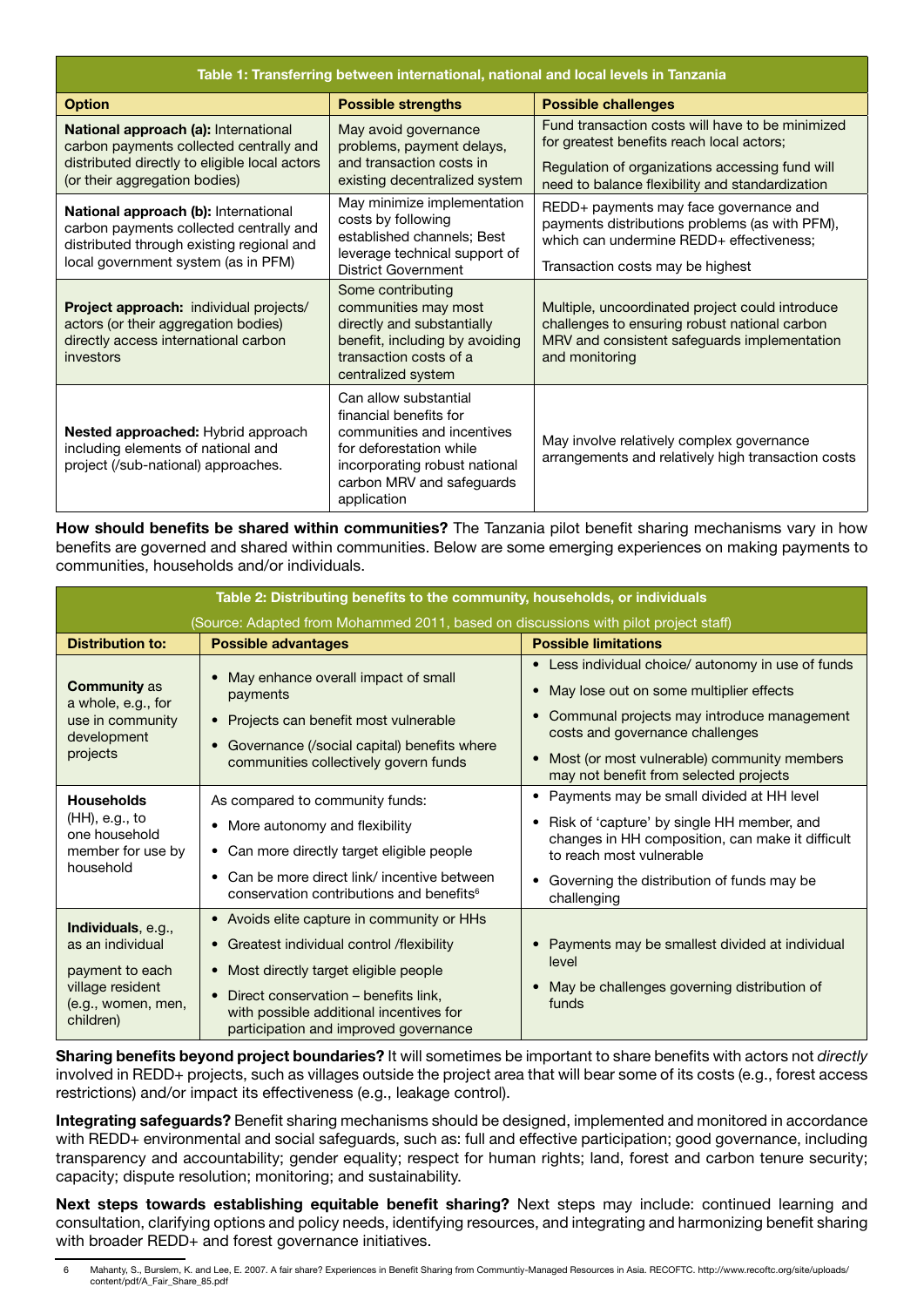**Table 1: Transferring between international, national and local levels in Tanzania**

| Option | Possible strengths | Possible challenges |
|---|---|---|
| **National approach (a):** International carbon payments collected centrally and distributed directly to eligible local actors (or their aggregation bodies) | May avoid governance problems, payment delays, and transaction costs in existing decentralized system | Fund transaction costs will have to be minimized for greatest benefits reach local actors; Regulation of organizations accessing fund will need to balance flexibility and standardization |
| **National approach (b):** International carbon payments collected centrally and distributed through existing regional and local government system (as in PFM) | May minimize implementation costs by following established channels; Best leverage technical support of District Government | REDD+ payments may face governance and payments distributions problems (as with PFM), which can undermine REDD+ effectiveness; Transaction costs may be highest |
| **Project approach:** individual projects/ actors (or their aggregation bodies) directly access international carbon investors | Some contributing communities may most directly and substantially benefit, including by avoiding transaction costs of a centralized system | Multiple, uncoordinated project could introduce challenges to ensuring robust national carbon MRV and consistent safeguards implementation and monitoring |
| **Nested approached:** Hybrid approach including elements of national and project (/sub-national) approaches. | Can allow substantial financial benefits for communities and incentives for deforestation while incorporating robust national carbon MRV and safeguards application | May involve relatively complex governance arrangements and relatively high transaction costs |

**How should benefits be shared within communities?** The Tanzania pilot benefit sharing mechanisms vary in how benefits are governed and shared within communities. Below are some emerging experiences on making payments to communities, households and/or individuals.

**Table 2: Distributing benefits to the community, households, or individuals**

(Source: Adapted from Mohammed 2011, based on discussions with pilot project staff)

| Distribution to: | Possible advantages | Possible limitations |
|---|---|---|
| **Community** as a whole, e.g., for use in community development projects | • May enhance overall impact of small payments<br>• Projects can benefit most vulnerable<br>• Governance (/social capital) benefits where communities collectively govern funds | • Less individual choice/ autonomy in use of funds<br>• May lose out on some multiplier effects<br>• Communal projects may introduce management costs and governance challenges<br>• Most (or most vulnerable) community members may not benefit from selected projects |
| **Households** (HH), e.g., to one household member for use by household | As compared to community funds:<br>• More autonomy and flexibility<br>• Can more directly target eligible people<br>• Can be more direct link/ incentive between conservation contributions and benefits[6] | • Payments may be small divided at HH level<br>• Risk of 'capture' by single HH member, and changes in HH composition, can make it difficult to reach most vulnerable<br>• Governing the distribution of funds may be challenging |
| **Individuals**, e.g., as an individual payment to each village resident (e.g., women, men, children) | • Avoids elite capture in community or HHs<br>• Greatest individual control /flexibility<br>• Most directly target eligible people<br>• Direct conservation – benefits link, with possible additional incentives for participation and improved governance | • Payments may be smallest divided at individual level<br>• May be challenges governing distribution of funds |

**Sharing benefits beyond project boundaries?** It will sometimes be important to share benefits with actors not *directly* involved in REDD+ projects, such as villages outside the project area that will bear some of its costs (e.g., forest access restrictions) and/or impact its effectiveness (e.g., leakage control).

**Integrating safeguards?** Benefit sharing mechanisms should be designed, implemented and monitored in accordance with REDD+ environmental and social safeguards, such as: full and effective participation; good governance, including transparency and accountability; gender equality; respect for human rights; land, forest and carbon tenure security; capacity; dispute resolution; monitoring; and sustainability.

**Next steps towards establishing equitable benefit sharing?** Next steps may include: continued learning and consultation, clarifying options and policy needs, identifying resources, and integrating and harmonizing benefit sharing with broader REDD+ and forest governance initiatives.

[6] Mahanty, S., Burslem, K. and Lee, E. 2007. A fair share? Experiences in Benefit Sharing from Communtiy-Managed Resources in Asia. RECOFTC. http://www.recoftc.org/site/uploads/content/pdf/A_Fair_Share_85.pdf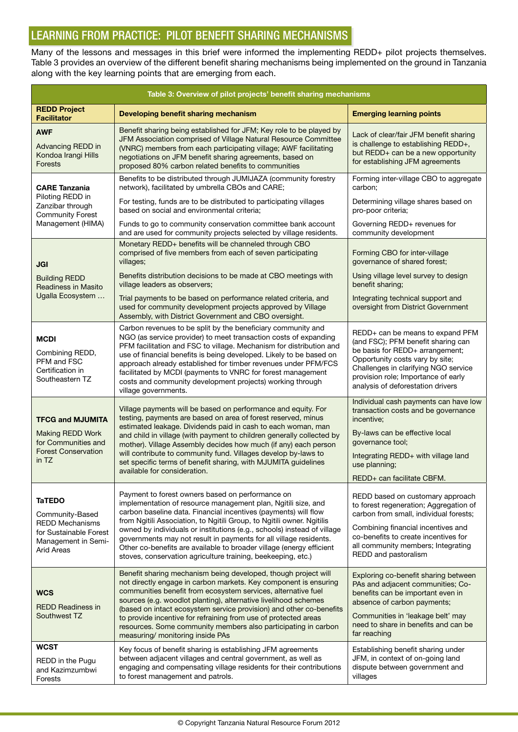## LEARNING FROM PRACTICE: PILOT BENEFIT SHARING MECHANISMS

Many of the lessons and messages in this brief were informed the implementing REDD+ pilot projects themselves. Table 3 provides an overview of the different benefit sharing mechanisms being implemented on the ground in Tanzania along with the key learning points that are emerging from each.

**Table 3: Overview of pilot projects' benefit sharing mechanisms**

| REDD Project Facilitator | Developing benefit sharing mechanism | Emerging learning points |
|---|---|---|
| **AWF**<br>Advancing REDD in Kondoa Irangi Hills Forests | Benefit sharing being established for JFM; Key role to be played by JFM Association comprised of Village Natural Resource Committee (VNRC) members from each participating village; AWF facilitating negotiations on JFM benefit sharing agreements, based on proposed 80% carbon related benefits to communities | Lack of clear/fair JFM benefit sharing is challenge to establishing REDD+, but REDD+ can be a new opportunity for establishing JFM agreements |
| **CARE Tanzania**<br>Piloting REDD in Zanzibar through Community Forest Management (HIMA) | Benefits to be distributed through JUMIJAZA (community forestry network), facilitated by umbrella CBOs and CARE;<br>For testing, funds are to be distributed to participating villages based on social and environmental criteria;<br>Funds to go to community conservation committee bank account and are used for community projects selected by village residents. | Forming inter-village CBO to aggregate carbon;<br>Determining village shares based on pro-poor criteria;<br>Governing REDD+ revenues for community development |
| **JGI**<br>Building REDD Readiness in Masito Ugalla Ecosystem … | Monetary REDD+ benefits will be channeled through CBO comprised of five members from each of seven participating villages;<br>Benefits distribution decisions to be made at CBO meetings with village leaders as observers;<br>Trial payments to be based on performance related criteria, and used for community development projects approved by Village Assembly, with District Government and CBO oversight. | Forming CBO for inter-village governance of shared forest;<br>Using village level survey to design benefit sharing;<br>Integrating technical support and oversight from District Government |
| **MCDI**<br>Combining REDD, PFM and FSC Certification in Southeastern TZ | Carbon revenues to be split by the beneficiary community and NGO (as service provider) to meet transaction costs of expanding PFM facilitation and FSC to village. Mechanism for distribution and use of financial benefits is being developed. Likely to be based on approach already established for timber revenues under PFM/FCS facilitated by MCDI (payments to VNRC for forest management costs and community development projects) working through village governments. | REDD+ can be means to expand PFM (and FSC); PFM benefit sharing can be basis for REDD+ arrangement; Opportunity costs vary by site; Challenges in clarifying NGO service provision role; Importance of early analysis of deforestation drivers |
| **TFCG and MJUMITA**<br>Making REDD Work for Communities and Forest Conservation in TZ | Village payments will be based on performance and equity. For testing, payments are based on area of forest reserved, minus estimated leakage. Dividends paid in cash to each woman, man and child in village (with payment to children generally collected by mother). Village Assembly decides how much (if any) each person will contribute to community fund. Villages develop by-laws to set specific terms of benefit sharing, with MJUMITA guidelines available for consideration. | Individual cash payments can have low transaction costs and be governance incentive;<br>By-laws can be effective local governance tool;<br>Integrating REDD+ with village land use planning;<br>REDD+ can facilitate CBFM. |
| **TaTEDO**<br>Community-Based REDD Mechanisms for Sustainable Forest Management in Semi-Arid Areas | Payment to forest owners based on performance on implementation of resource management plan, Ngitili size, and carbon baseline data. Financial incentives (payments) will flow from Ngitili Association, to Ngitili Group, to Ngitili owner. Ngitilis owned by individuals or institutions (e.g., schools) instead of village governments may not result in payments for all village residents. Other co-benefits are available to broader village (energy efficient stoves, conservation agriculture training, beekeeping, etc.) | REDD based on customary approach to forest regeneration; Aggregation of carbon from small, individual forests;<br>Combining financial incentives and co-benefits to create incentives for all community members; Integrating REDD and pastoralism |
| **WCS**<br>REDD Readiness in Southwest TZ | Benefit sharing mechanism being developed, though project will not directly engage in carbon markets. Key component is ensuring communities benefit from ecosystem services, alternative fuel sources (e.g. woodlot planting), alternative livelihood schemes (based on intact ecosystem service provision) and other co-benefits to provide incentive for refraining from use of protected areas resources. Some community members also participating in carbon measuring/ monitoring inside PAs | Exploring co-benefit sharing between PAs and adjacent communities; Co-benefits can be important even in absence of carbon payments;<br>Communities in 'leakage belt' may need to share in benefits and can be far reaching |
| **WCST**<br>REDD in the Pugu and Kazimzumbwi Forests | Key focus of benefit sharing is establishing JFM agreements between adjacent villages and central government, as well as engaging and compensating village residents for their contributions to forest management and patrols. | Establishing benefit sharing under JFM, in context of on-going land dispute between government and villages |

© Copyright Tanzania Natural Resource Forum 2012